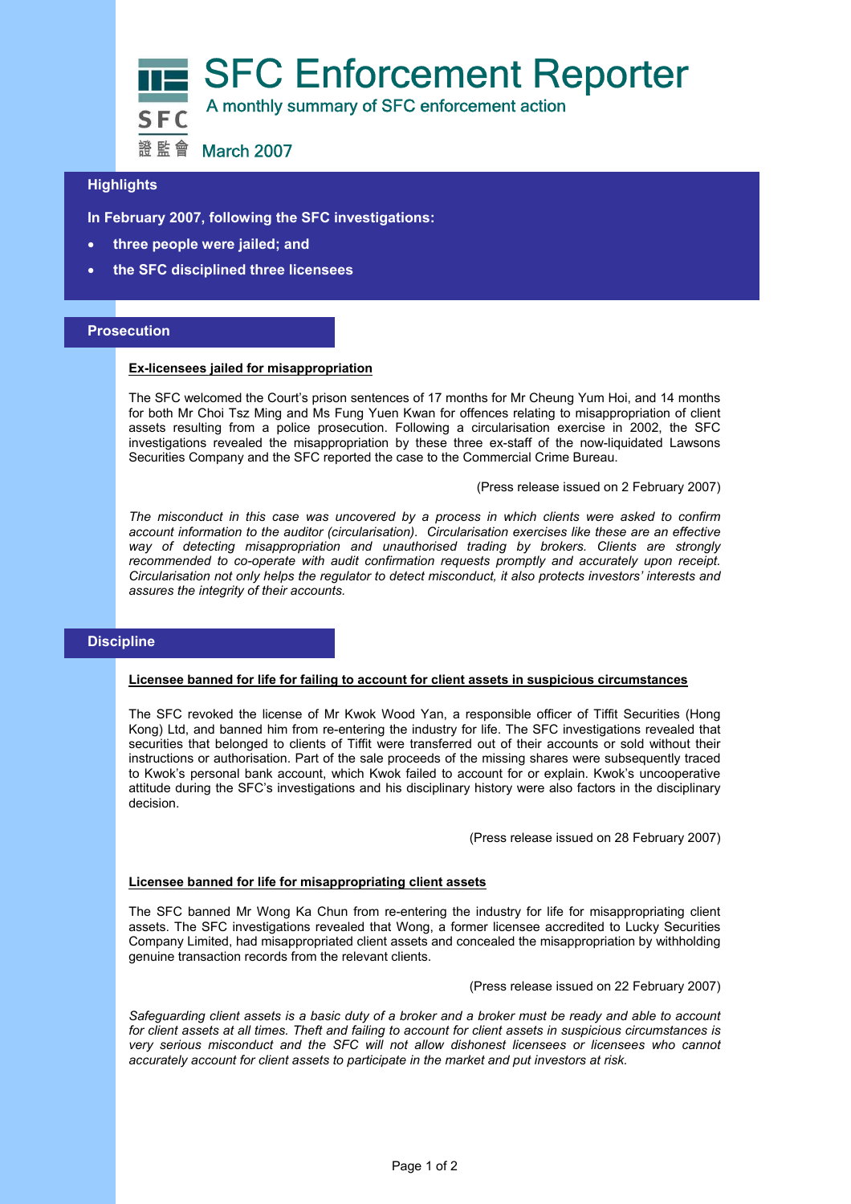# SFC Enforcement Reporter

A monthly summary of SFC enforcement action

SFC 證監會

March 2007

## Highlights

**In February 2007, following the SFC investigations:**

- **three people were jailed; and**
- **the SFC disciplined three licensees**

## Prosecution

### Ex-licensees jailed for misappropriation

The SFC welcomed the Court's prison sentences of 17 months for Mr Cheung Yum Hoi, and 14 months for both Mr Choi Tsz Ming and Ms Fung Yuen Kwan for offences relating to misappropriation of client assets resulting from a police prosecution. Following a circularisation exercise in 2002, the SFC investigations revealed the misappropriation by these three ex-staff of the now-liquidated Lawsons Securities Company and the SFC reported the case to the Commercial Crime Bureau.

(Press release issued on 2 February 2007)

*The misconduct in this case was uncovered by a process in which clients were asked to confirm account information to the auditor (circularisation). Circularisation exercises like these are an effective way of detecting misappropriation and unauthorised trading by brokers. Clients are strongly recommended to co-operate with audit confirmation requests promptly and accurately upon receipt. Circularisation not only helps the regulator to detect misconduct, it also protects investors' interests and assures the integrity of their accounts.*

## Discipline

### Licensee banned for life for failing to account for client assets in suspicious circumstances

The SFC revoked the license of Mr Kwok Wood Yan, a responsible officer of Tiffit Securities (Hong Kong) Ltd, and banned him from re-entering the industry for life. The SFC investigations revealed that securities that belonged to clients of Tiffit were transferred out of their accounts or sold without their instructions or authorisation. Part of the sale proceeds of the missing shares were subsequently traced to Kwok's personal bank account, which Kwok failed to account for or explain. Kwok's uncooperative attitude during the SFC's investigations and his disciplinary history were also factors in the disciplinary decision.

(Press release issued on 28 February 2007)

### Licensee banned for life for misappropriating client assets

The SFC banned Mr Wong Ka Chun from re-entering the industry for life for misappropriating client assets. The SFC investigations revealed that Wong, a former licensee accredited to Lucky Securities Company Limited, had misappropriated client assets and concealed the misappropriation by withholding genuine transaction records from the relevant clients.

(Press release issued on 22 February 2007)

*Safeguarding client assets is a basic duty of a broker and a broker must be ready and able to account for client assets at all times. Theft and failing to account for client assets in suspicious circumstances is very serious misconduct and the SFC will not allow dishonest licensees or licensees who cannot accurately account for client assets to participate in the market and put investors at risk.*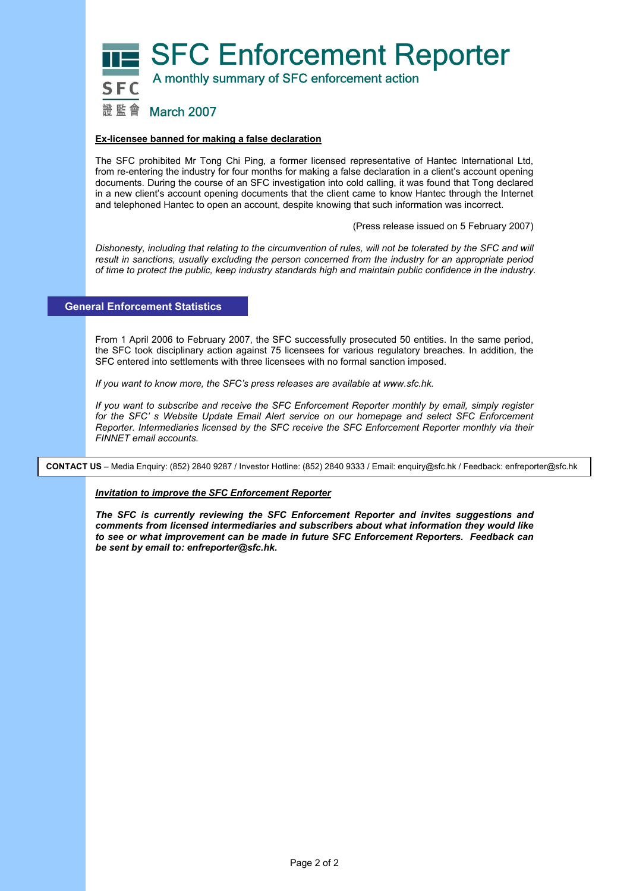# SFC Enforcement Reporter

A monthly summary of SFC enforcement action

SFC 證監會 March 2007

**Ex-licensee banned for making a false declaration**

The SFC prohibited Mr Tong Chi Ping, a former licensed representative of Hantec International Ltd, from re-entering the industry for four months for making a false declaration in a client's account opening documents. During the course of an SFC investigation into cold calling, it was found that Tong declared in a new client's account opening documents that the client came to know Hantec through the Internet and telephoned Hantec to open an account, despite knowing that such information was incorrect.

(Press release issued on 5 February 2007)

*Dishonesty, including that relating to the circumvention of rules, will not be tolerated by the SFC and will result in sanctions, usually excluding the person concerned from the industry for an appropriate period of time to protect the public, keep industry standards high and maintain public confidence in the industry.*

## General Enforcement Statistics

From 1 April 2006 to February 2007, the SFC successfully prosecuted 50 entities. In the same period, the SFC took disciplinary action against 75 licensees for various regulatory breaches. In addition, the SFC entered into settlements with three licensees with no formal sanction imposed.

*If you want to know more, the SFC's press releases are available at www.sfc.hk.*

*If you want to subscribe and receive the SFC Enforcement Reporter monthly by email, simply register for the SFC' s Website Update Email Alert service on our homepage and select SFC Enforcement Reporter. Intermediaries licensed by the SFC receive the SFC Enforcement Reporter monthly via their FINNET email accounts.*

**CONTACT US** – Media Enquiry: (852) 2840 9287 / Investor Hotline: (852) 2840 9333 / Email: enquiry@sfc.hk / Feedback: enfreporter@sfc.hk

***Invitation to improve the SFC Enforcement Reporter***

***The SFC is currently reviewing the SFC Enforcement Reporter and invites suggestions and comments from licensed intermediaries and subscribers about what information they would like to see or what improvement can be made in future SFC Enforcement Reporters. Feedback can be sent by email to: enfreporter@sfc.hk.***